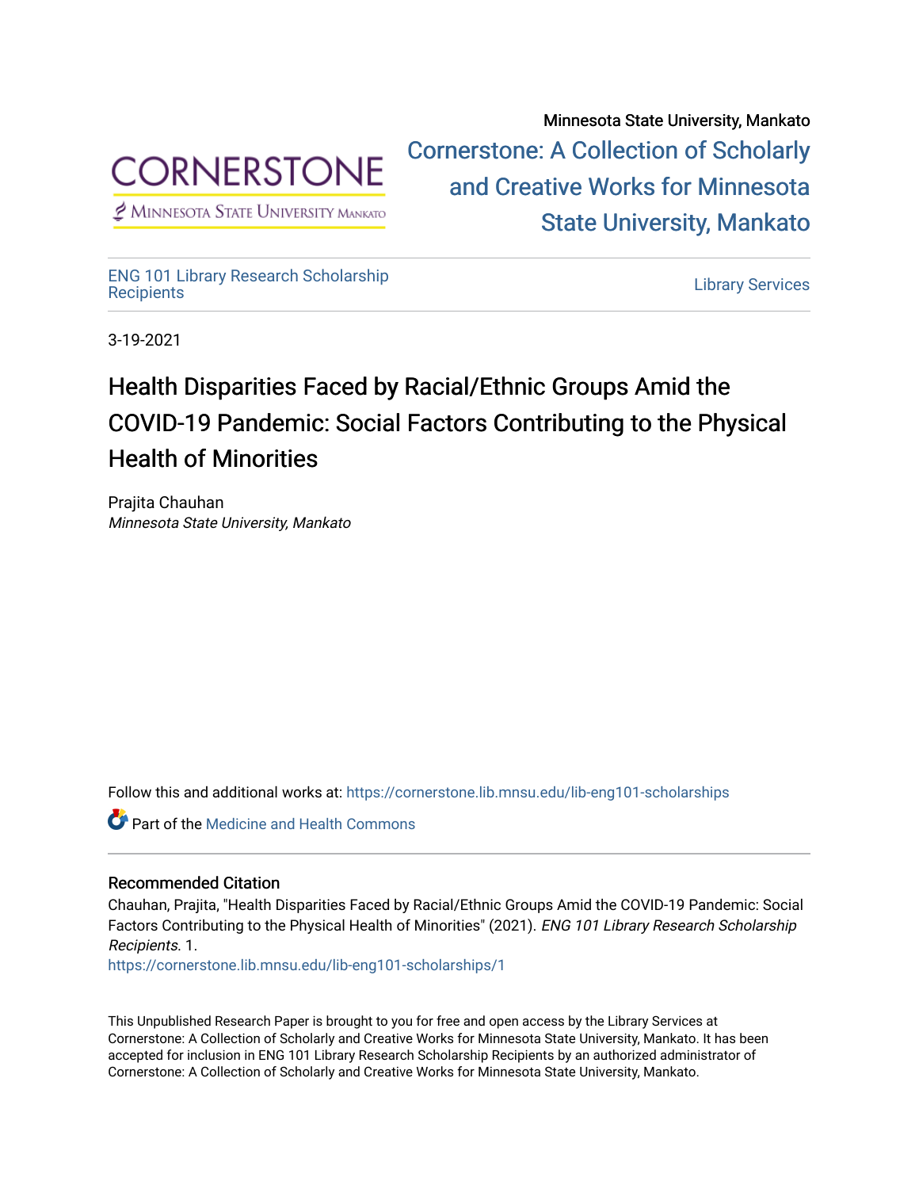Minnesota State University, Mankato

Cornerstone: A Collection of Scholarly and Creative Works for Minnesota State University, Mankato

ENG 101 Library Research Scholarship Recipients

Library Services

3-19-2021

# Health Disparities Faced by Racial/Ethnic Groups Amid the COVID-19 Pandemic: Social Factors Contributing to the Physical Health of Minorities

Prajita Chauhan
*Minnesota State University, Mankato*

Follow this and additional works at: https://cornerstone.lib.mnsu.edu/lib-eng101-scholarships

Part of the Medicine and Health Commons

### Recommended Citation

Chauhan, Prajita, "Health Disparities Faced by Racial/Ethnic Groups Amid the COVID-19 Pandemic: Social Factors Contributing to the Physical Health of Minorities" (2021). *ENG 101 Library Research Scholarship Recipients*. 1.
https://cornerstone.lib.mnsu.edu/lib-eng101-scholarships/1

This Unpublished Research Paper is brought to you for free and open access by the Library Services at Cornerstone: A Collection of Scholarly and Creative Works for Minnesota State University, Mankato. It has been accepted for inclusion in ENG 101 Library Research Scholarship Recipients by an authorized administrator of Cornerstone: A Collection of Scholarly and Creative Works for Minnesota State University, Mankato.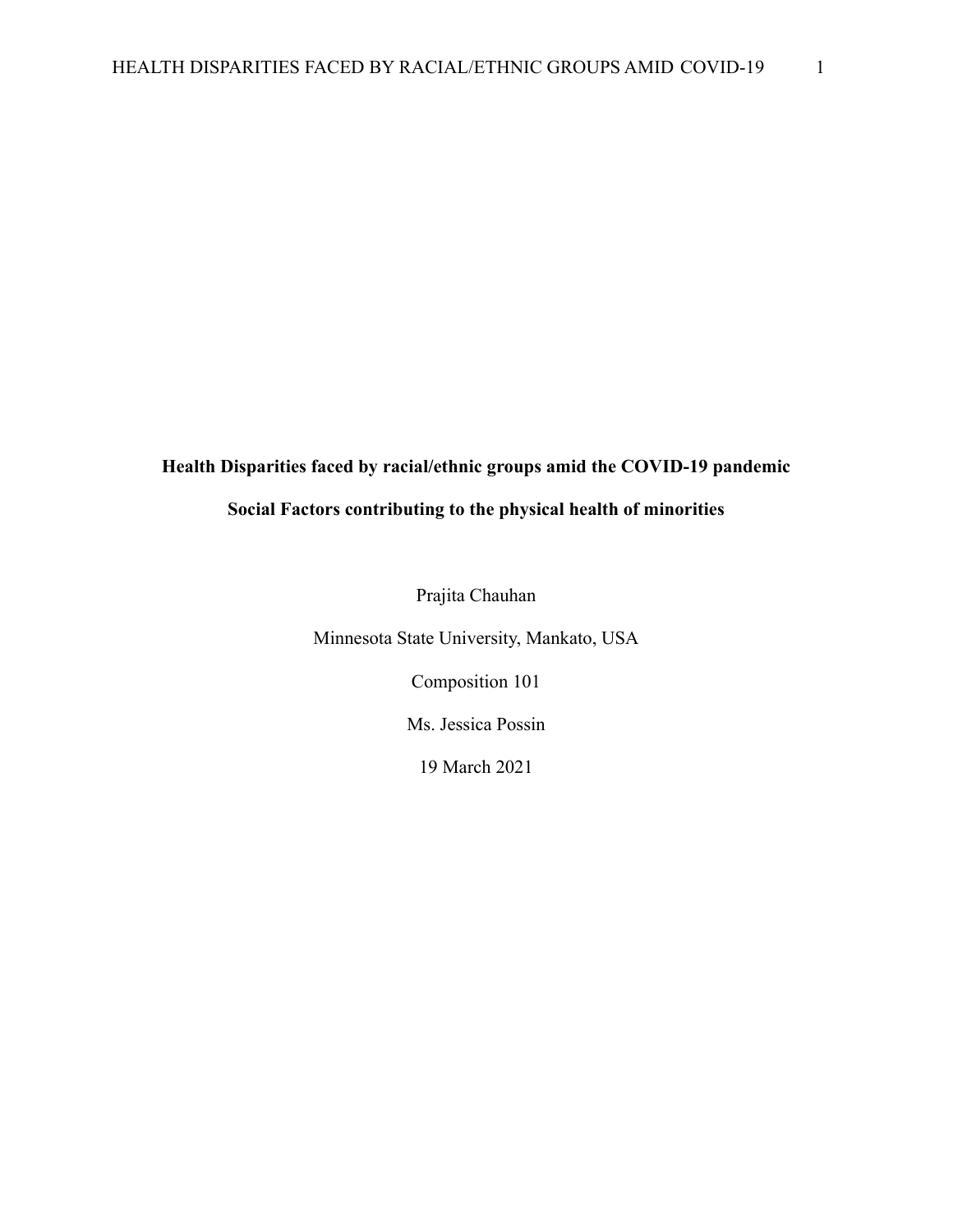**Health Disparities faced by racial/ethnic groups amid the COVID-19 pandemic**

**Social Factors contributing to the physical health of minorities**

Prajita Chauhan

Minnesota State University, Mankato, USA

Composition 101

Ms. Jessica Possin

19 March 2021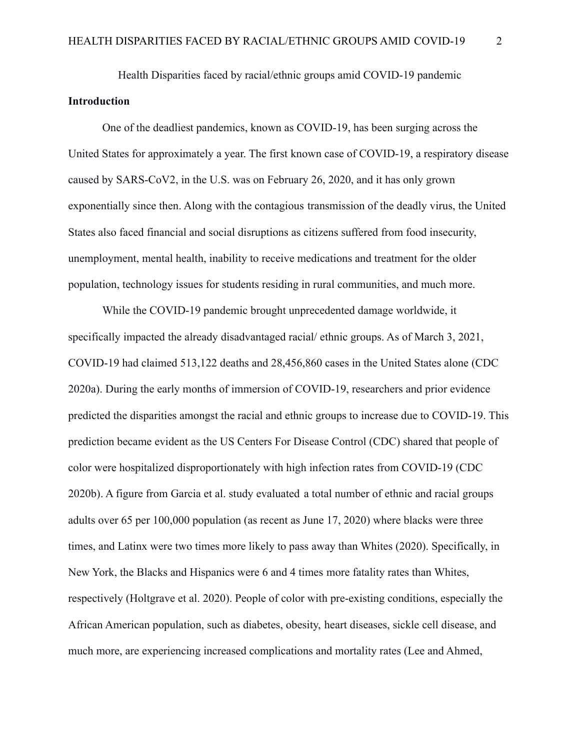Health Disparities faced by racial/ethnic groups amid COVID-19 pandemic

## Introduction

One of the deadliest pandemics, known as COVID-19, has been surging across the United States for approximately a year. The first known case of COVID-19, a respiratory disease caused by SARS-CoV2, in the U.S. was on February 26, 2020, and it has only grown exponentially since then. Along with the contagious transmission of the deadly virus, the United States also faced financial and social disruptions as citizens suffered from food insecurity, unemployment, mental health, inability to receive medications and treatment for the older population, technology issues for students residing in rural communities, and much more.

While the COVID-19 pandemic brought unprecedented damage worldwide, it specifically impacted the already disadvantaged racial/ ethnic groups. As of March 3, 2021, COVID-19 had claimed 513,122 deaths and 28,456,860 cases in the United States alone (CDC 2020a). During the early months of immersion of COVID-19, researchers and prior evidence predicted the disparities amongst the racial and ethnic groups to increase due to COVID-19. This prediction became evident as the US Centers For Disease Control (CDC) shared that people of color were hospitalized disproportionately with high infection rates from COVID-19 (CDC 2020b). A figure from Garcia et al. study evaluated a total number of ethnic and racial groups adults over 65 per 100,000 population (as recent as June 17, 2020) where blacks were three times, and Latinx were two times more likely to pass away than Whites (2020). Specifically, in New York, the Blacks and Hispanics were 6 and 4 times more fatality rates than Whites, respectively (Holtgrave et al. 2020). People of color with pre-existing conditions, especially the African American population, such as diabetes, obesity, heart diseases, sickle cell disease, and much more, are experiencing increased complications and mortality rates (Lee and Ahmed,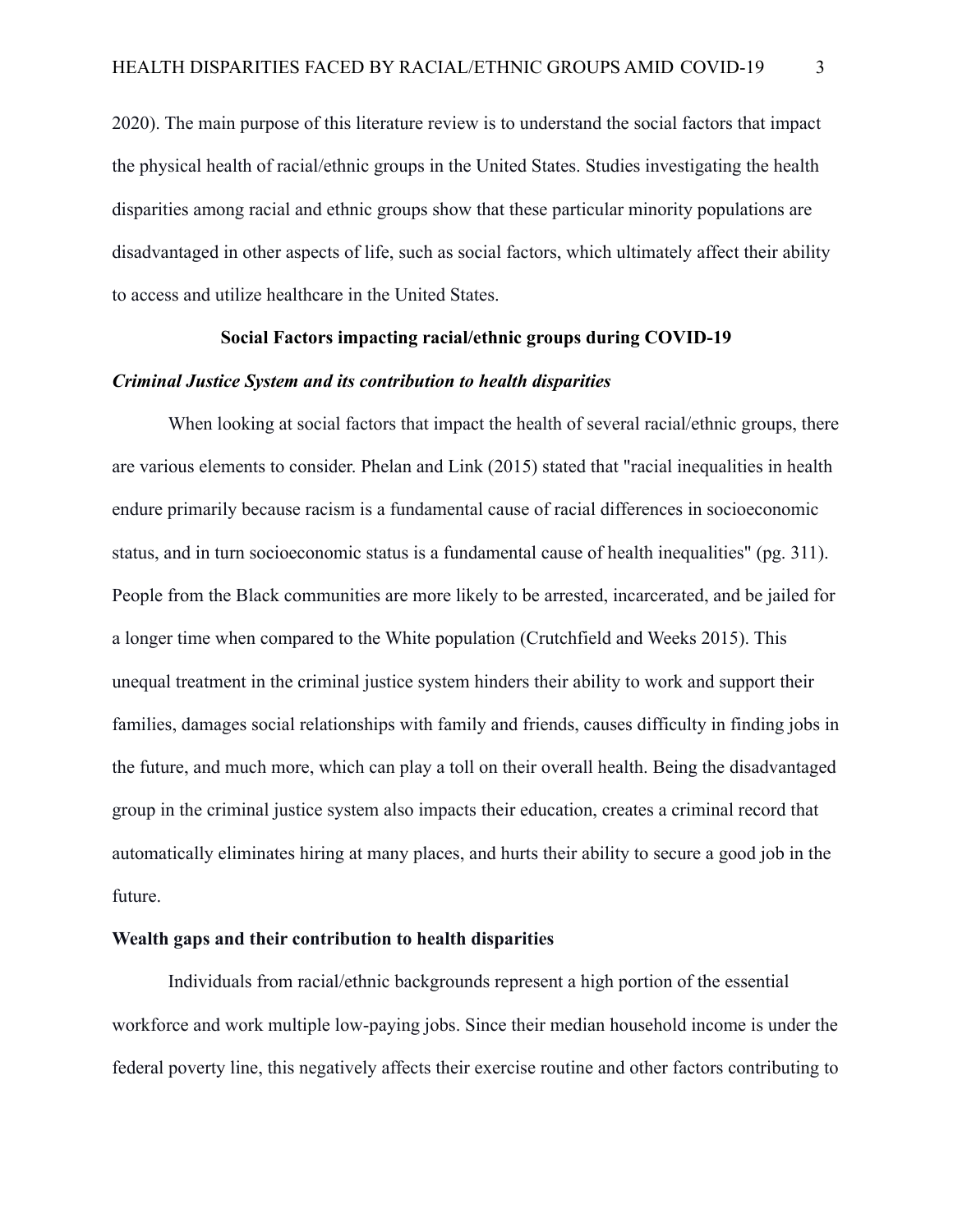2020). The main purpose of this literature review is to understand the social factors that impact the physical health of racial/ethnic groups in the United States. Studies investigating the health disparities among racial and ethnic groups show that these particular minority populations are disadvantaged in other aspects of life, such as social factors, which ultimately affect their ability to access and utilize healthcare in the United States.

## Social Factors impacting racial/ethnic groups during COVID-19

### *Criminal Justice System and its contribution to health disparities*

When looking at social factors that impact the health of several racial/ethnic groups, there are various elements to consider. Phelan and Link (2015) stated that "racial inequalities in health endure primarily because racism is a fundamental cause of racial differences in socioeconomic status, and in turn socioeconomic status is a fundamental cause of health inequalities" (pg. 311). People from the Black communities are more likely to be arrested, incarcerated, and be jailed for a longer time when compared to the White population (Crutchfield and Weeks 2015). This unequal treatment in the criminal justice system hinders their ability to work and support their families, damages social relationships with family and friends, causes difficulty in finding jobs in the future, and much more, which can play a toll on their overall health. Being the disadvantaged group in the criminal justice system also impacts their education, creates a criminal record that automatically eliminates hiring at many places, and hurts their ability to secure a good job in the future.

### Wealth gaps and their contribution to health disparities

Individuals from racial/ethnic backgrounds represent a high portion of the essential workforce and work multiple low-paying jobs. Since their median household income is under the federal poverty line, this negatively affects their exercise routine and other factors contributing to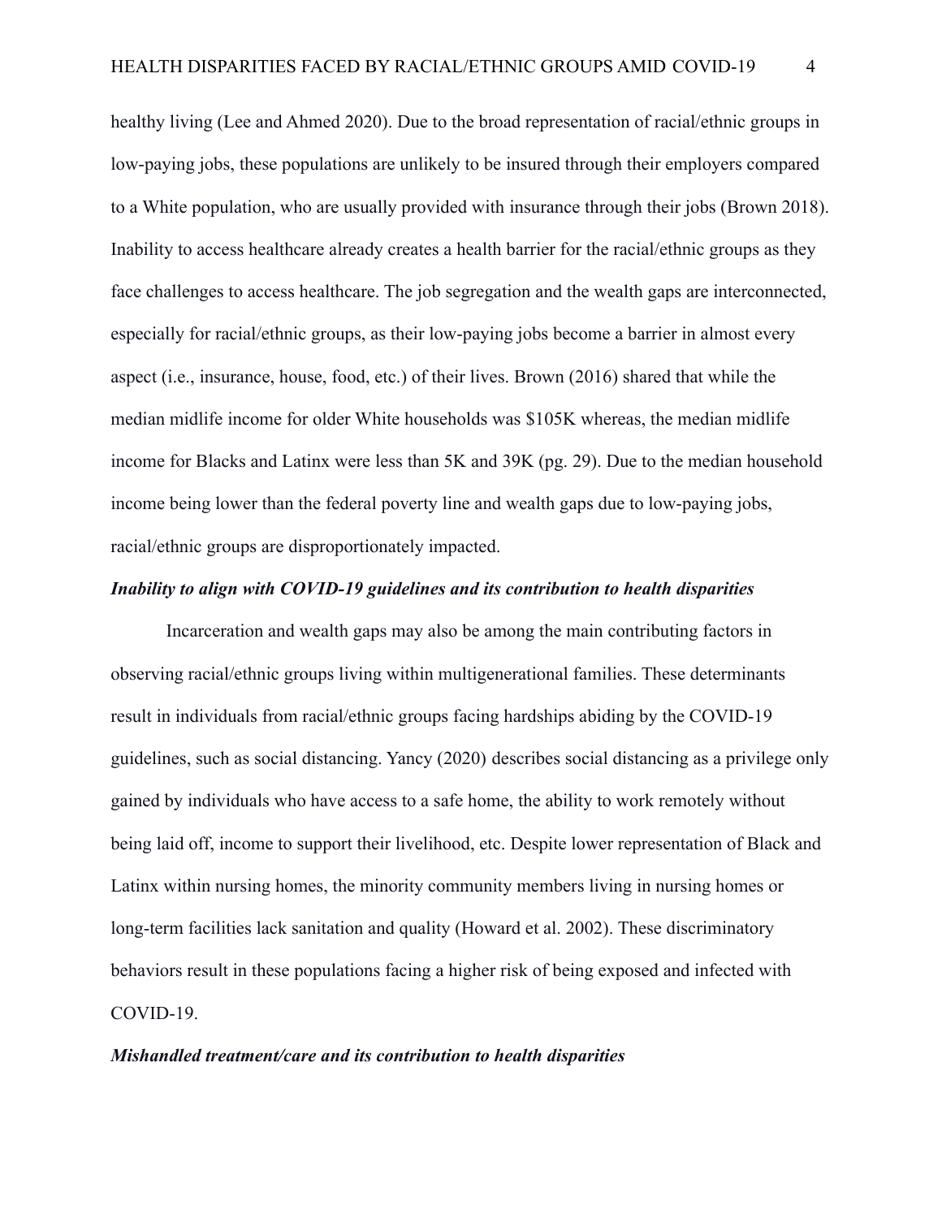healthy living (Lee and Ahmed 2020). Due to the broad representation of racial/ethnic groups in low-paying jobs, these populations are unlikely to be insured through their employers compared to a White population, who are usually provided with insurance through their jobs (Brown 2018). Inability to access healthcare already creates a health barrier for the racial/ethnic groups as they face challenges to access healthcare. The job segregation and the wealth gaps are interconnected, especially for racial/ethnic groups, as their low-paying jobs become a barrier in almost every aspect (i.e., insurance, house, food, etc.) of their lives. Brown (2016) shared that while the median midlife income for older White households was $105K whereas, the median midlife income for Blacks and Latinx were less than 5K and 39K (pg. 29). Due to the median household income being lower than the federal poverty line and wealth gaps due to low-paying jobs, racial/ethnic groups are disproportionately impacted.

***Inability to align with COVID-19 guidelines and its contribution to health disparities***

Incarceration and wealth gaps may also be among the main contributing factors in observing racial/ethnic groups living within multigenerational families. These determinants result in individuals from racial/ethnic groups facing hardships abiding by the COVID-19 guidelines, such as social distancing. Yancy (2020) describes social distancing as a privilege only gained by individuals who have access to a safe home, the ability to work remotely without being laid off, income to support their livelihood, etc. Despite lower representation of Black and Latinx within nursing homes, the minority community members living in nursing homes or long-term facilities lack sanitation and quality (Howard et al. 2002). These discriminatory behaviors result in these populations facing a higher risk of being exposed and infected with COVID-19.

***Mishandled treatment/care and its contribution to health disparities***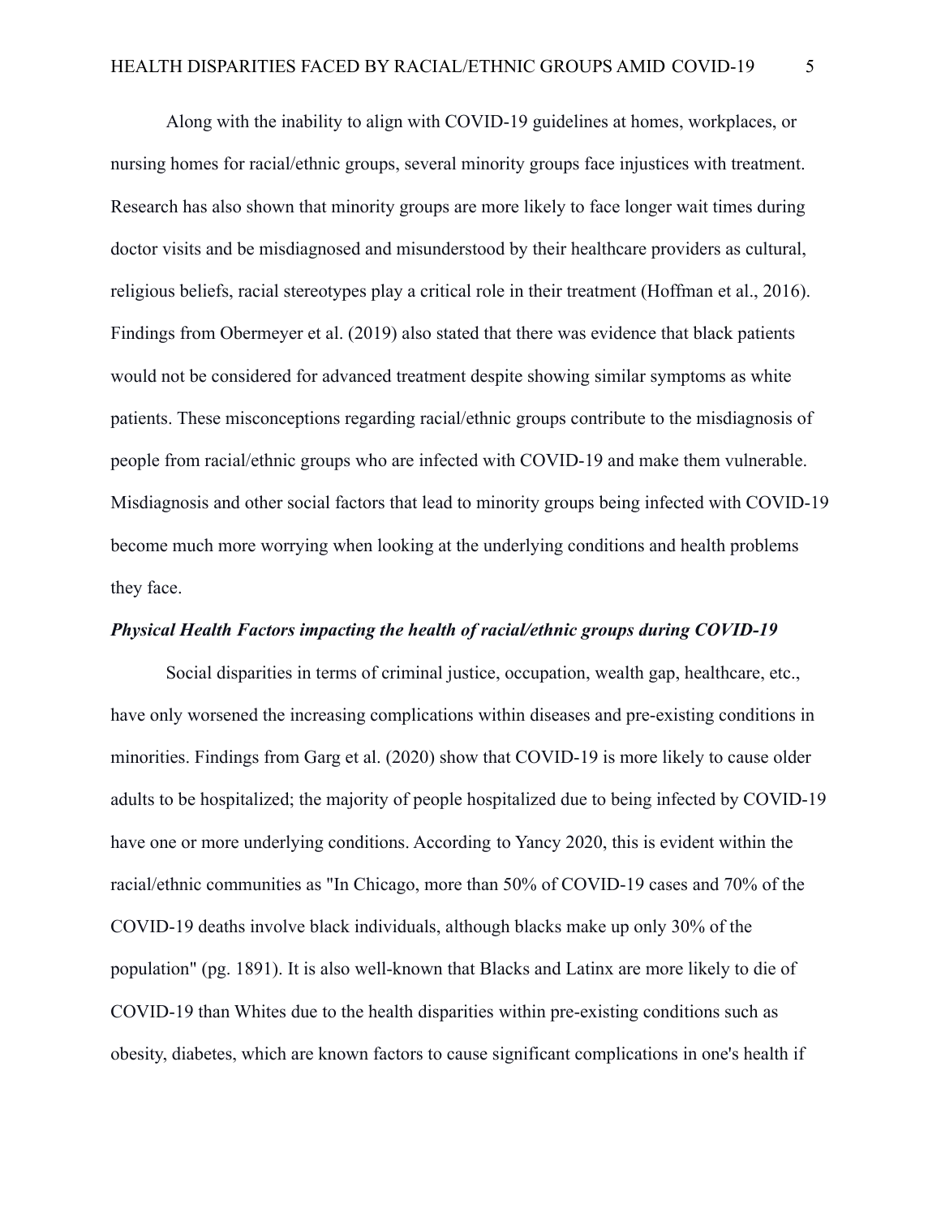Along with the inability to align with COVID-19 guidelines at homes, workplaces, or nursing homes for racial/ethnic groups, several minority groups face injustices with treatment. Research has also shown that minority groups are more likely to face longer wait times during doctor visits and be misdiagnosed and misunderstood by their healthcare providers as cultural, religious beliefs, racial stereotypes play a critical role in their treatment (Hoffman et al., 2016). Findings from Obermeyer et al. (2019) also stated that there was evidence that black patients would not be considered for advanced treatment despite showing similar symptoms as white patients. These misconceptions regarding racial/ethnic groups contribute to the misdiagnosis of people from racial/ethnic groups who are infected with COVID-19 and make them vulnerable. Misdiagnosis and other social factors that lead to minority groups being infected with COVID-19 become much more worrying when looking at the underlying conditions and health problems they face.

***Physical Health Factors impacting the health of racial/ethnic groups during COVID-19***

Social disparities in terms of criminal justice, occupation, wealth gap, healthcare, etc., have only worsened the increasing complications within diseases and pre-existing conditions in minorities. Findings from Garg et al. (2020) show that COVID-19 is more likely to cause older adults to be hospitalized; the majority of people hospitalized due to being infected by COVID-19 have one or more underlying conditions. According to Yancy 2020, this is evident within the racial/ethnic communities as "In Chicago, more than 50% of COVID-19 cases and 70% of the COVID-19 deaths involve black individuals, although blacks make up only 30% of the population" (pg. 1891). It is also well-known that Blacks and Latinx are more likely to die of COVID-19 than Whites due to the health disparities within pre-existing conditions such as obesity, diabetes, which are known factors to cause significant complications in one's health if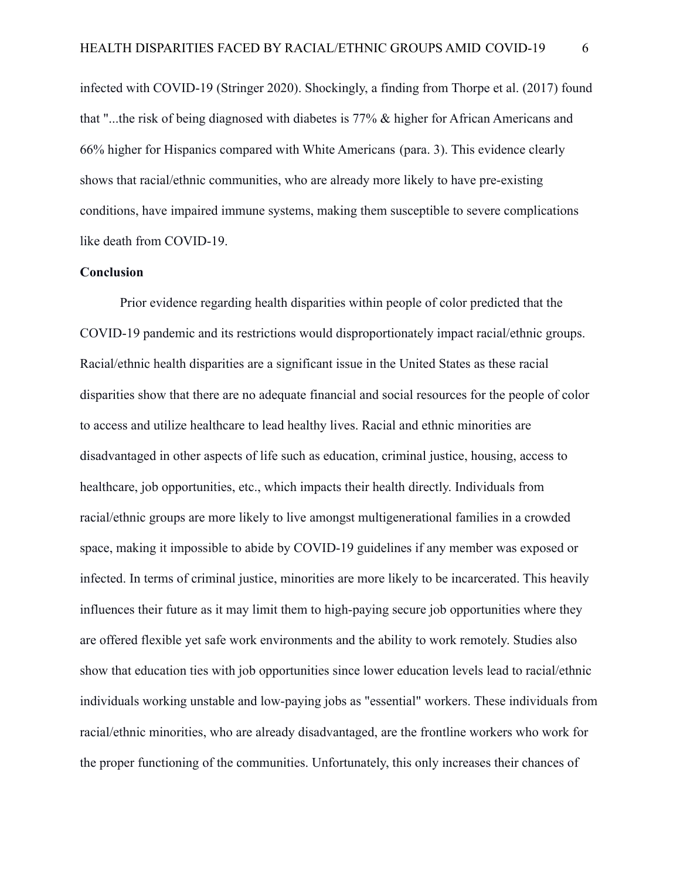infected with COVID-19 (Stringer 2020). Shockingly, a finding from Thorpe et al. (2017) found that "...the risk of being diagnosed with diabetes is 77% & higher for African Americans and 66% higher for Hispanics compared with White Americans (para. 3). This evidence clearly shows that racial/ethnic communities, who are already more likely to have pre-existing conditions, have impaired immune systems, making them susceptible to severe complications like death from COVID-19.

**Conclusion**

Prior evidence regarding health disparities within people of color predicted that the COVID-19 pandemic and its restrictions would disproportionately impact racial/ethnic groups. Racial/ethnic health disparities are a significant issue in the United States as these racial disparities show that there are no adequate financial and social resources for the people of color to access and utilize healthcare to lead healthy lives. Racial and ethnic minorities are disadvantaged in other aspects of life such as education, criminal justice, housing, access to healthcare, job opportunities, etc., which impacts their health directly. Individuals from racial/ethnic groups are more likely to live amongst multigenerational families in a crowded space, making it impossible to abide by COVID-19 guidelines if any member was exposed or infected. In terms of criminal justice, minorities are more likely to be incarcerated. This heavily influences their future as it may limit them to high-paying secure job opportunities where they are offered flexible yet safe work environments and the ability to work remotely. Studies also show that education ties with job opportunities since lower education levels lead to racial/ethnic individuals working unstable and low-paying jobs as "essential" workers. These individuals from racial/ethnic minorities, who are already disadvantaged, are the frontline workers who work for the proper functioning of the communities. Unfortunately, this only increases their chances of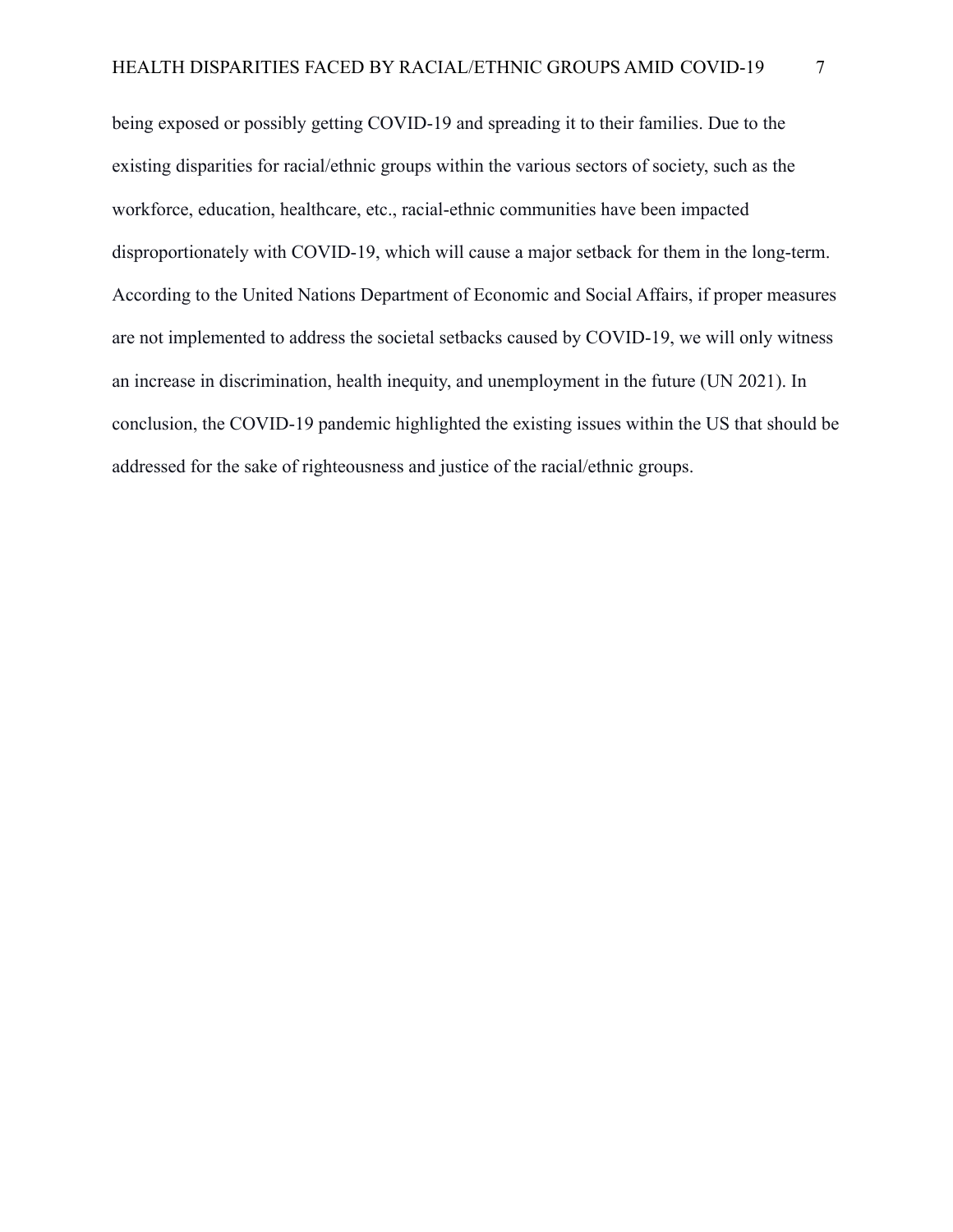being exposed or possibly getting COVID-19 and spreading it to their families. Due to the existing disparities for racial/ethnic groups within the various sectors of society, such as the workforce, education, healthcare, etc., racial-ethnic communities have been impacted disproportionately with COVID-19, which will cause a major setback for them in the long-term. According to the United Nations Department of Economic and Social Affairs, if proper measures are not implemented to address the societal setbacks caused by COVID-19, we will only witness an increase in discrimination, health inequity, and unemployment in the future (UN 2021). In conclusion, the COVID-19 pandemic highlighted the existing issues within the US that should be addressed for the sake of righteousness and justice of the racial/ethnic groups.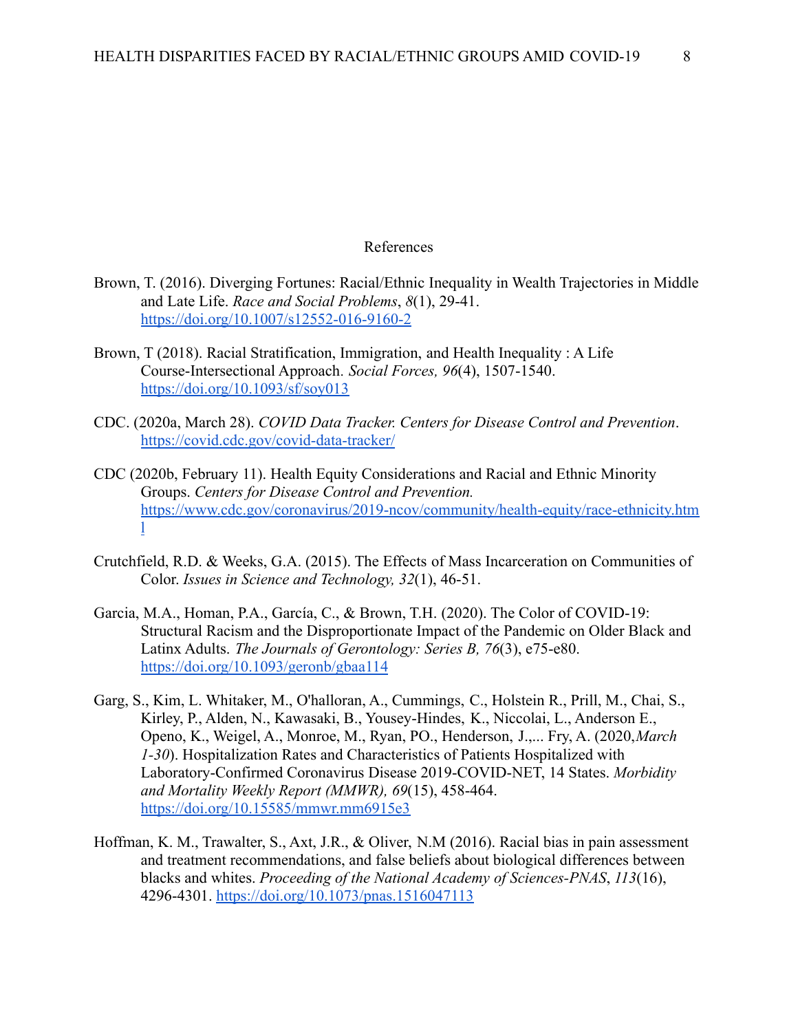# References

Brown, T. (2016). Diverging Fortunes: Racial/Ethnic Inequality in Wealth Trajectories in Middle and Late Life. *Race and Social Problems*, *8*(1), 29-41. https://doi.org/10.1007/s12552-016-9160-2

Brown, T (2018). Racial Stratification, Immigration, and Health Inequality : A Life Course-Intersectional Approach. *Social Forces, 96*(4), 1507-1540. https://doi.org/10.1093/sf/soy013

CDC. (2020a, March 28). *COVID Data Tracker. Centers for Disease Control and Prevention*. https://covid.cdc.gov/covid-data-tracker/

CDC (2020b, February 11). Health Equity Considerations and Racial and Ethnic Minority Groups. *Centers for Disease Control and Prevention.* https://www.cdc.gov/coronavirus/2019-ncov/community/health-equity/race-ethnicity.html

Crutchfield, R.D. & Weeks, G.A. (2015). The Effects of Mass Incarceration on Communities of Color. *Issues in Science and Technology, 32*(1), 46-51.

Garcia, M.A., Homan, P.A., García, C., & Brown, T.H. (2020). The Color of COVID-19: Structural Racism and the Disproportionate Impact of the Pandemic on Older Black and Latinx Adults. *The Journals of Gerontology: Series B, 76*(3), e75-e80. https://doi.org/10.1093/geronb/gbaa114

Garg, S., Kim, L. Whitaker, M., O'halloran, A., Cummings, C., Holstein R., Prill, M., Chai, S., Kirley, P., Alden, N., Kawasaki, B., Yousey-Hindes, K., Niccolai, L., Anderson E., Openo, K., Weigel, A., Monroe, M., Ryan, PO., Henderson, J.,... Fry, A. (2020,*March 1-30*). Hospitalization Rates and Characteristics of Patients Hospitalized with Laboratory-Confirmed Coronavirus Disease 2019-COVID-NET, 14 States. *Morbidity and Mortality Weekly Report (MMWR), 69*(15), 458-464. https://doi.org/10.15585/mmwr.mm6915e3

Hoffman, K. M., Trawalter, S., Axt, J.R., & Oliver, N.M (2016). Racial bias in pain assessment and treatment recommendations, and false beliefs about biological differences between blacks and whites. *Proceeding of the National Academy of Sciences-PNAS*, *113*(16), 4296-4301. https://doi.org/10.1073/pnas.1516047113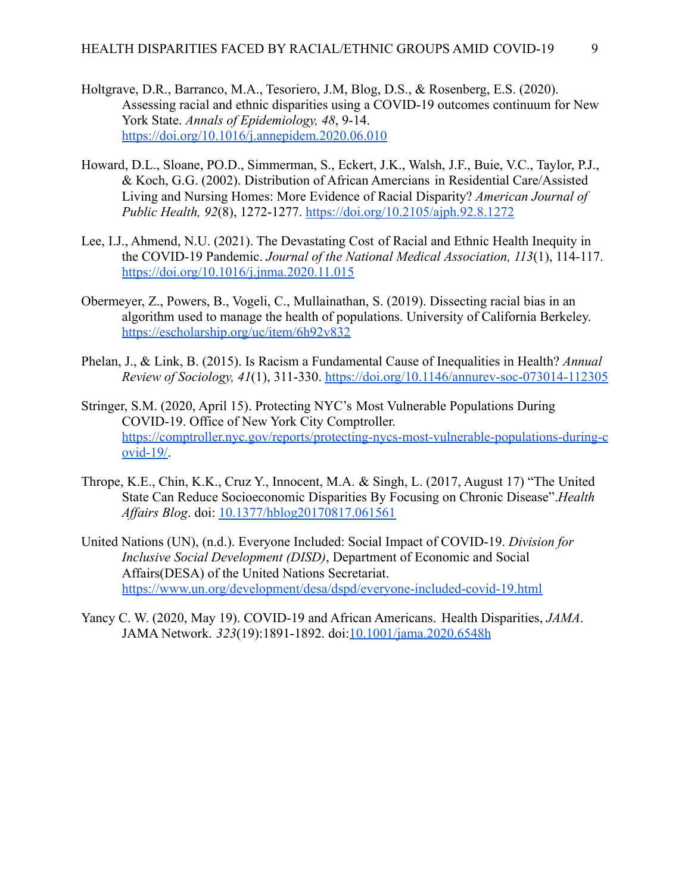Holtgrave, D.R., Barranco, M.A., Tesoriero, J.M, Blog, D.S., & Rosenberg, E.S. (2020). Assessing racial and ethnic disparities using a COVID-19 outcomes continuum for New York State. *Annals of Epidemiology, 48*, 9-14. https://doi.org/10.1016/j.annepidem.2020.06.010

Howard, D.L., Sloane, PO.D., Simmerman, S., Eckert, J.K., Walsh, J.F., Buie, V.C., Taylor, P.J., & Koch, G.G. (2002). Distribution of African Amercians in Residential Care/Assisted Living and Nursing Homes: More Evidence of Racial Disparity? *American Journal of Public Health, 92*(8), 1272-1277. https://doi.org/10.2105/ajph.92.8.1272

Lee, I.J., Ahmend, N.U. (2021). The Devastating Cost of Racial and Ethnic Health Inequity in the COVID-19 Pandemic. *Journal of the National Medical Association, 113*(1), 114-117. https://doi.org/10.1016/j.jnma.2020.11.015

Obermeyer, Z., Powers, B., Vogeli, C., Mullainathan, S. (2019). Dissecting racial bias in an algorithm used to manage the health of populations. University of California Berkeley. https://escholarship.org/uc/item/6h92v832

Phelan, J., & Link, B. (2015). Is Racism a Fundamental Cause of Inequalities in Health? *Annual Review of Sociology, 41*(1), 311-330. https://doi.org/10.1146/annurev-soc-073014-112305

Stringer, S.M. (2020, April 15). Protecting NYC's Most Vulnerable Populations During COVID-19. Office of New York City Comptroller. https://comptroller.nyc.gov/reports/protecting-nycs-most-vulnerable-populations-during-covid-19/.

Thrope, K.E., Chin, K.K., Cruz Y., Innocent, M.A. & Singh, L. (2017, August 17) "The United State Can Reduce Socioeconomic Disparities By Focusing on Chronic Disease".*Health Affairs Blog*. doi: 10.1377/hblog20170817.061561

United Nations (UN), (n.d.). Everyone Included: Social Impact of COVID-19. *Division for Inclusive Social Development (DISD)*, Department of Economic and Social Affairs(DESA) of the United Nations Secretariat. https://www.un.org/development/desa/dspd/everyone-included-covid-19.html

Yancy C. W. (2020, May 19). COVID-19 and African Americans. Health Disparities, *JAMA*. JAMA Network. *323*(19):1891-1892. doi:10.1001/jama.2020.6548h